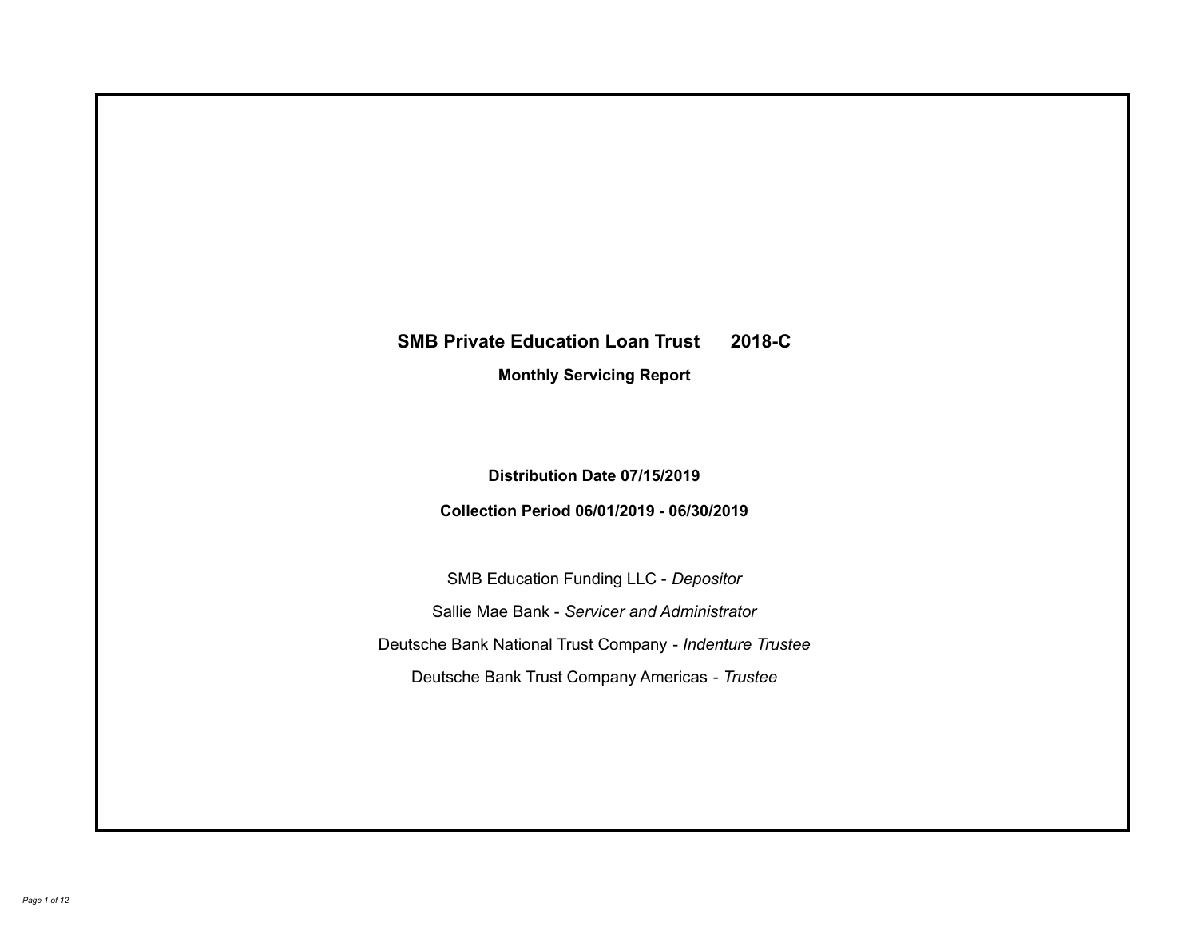# SMB Private Education Loan Trust 2018-C

## Monthly Servicing Report

**Distribution Date 07/15/2019**

**Collection Period 06/01/2019 - 06/30/2019**

SMB Education Funding LLC - *Depositor*

Sallie Mae Bank - *Servicer and Administrator*

Deutsche Bank National Trust Company - *Indenture Trustee*

Deutsche Bank Trust Company Americas - *Trustee*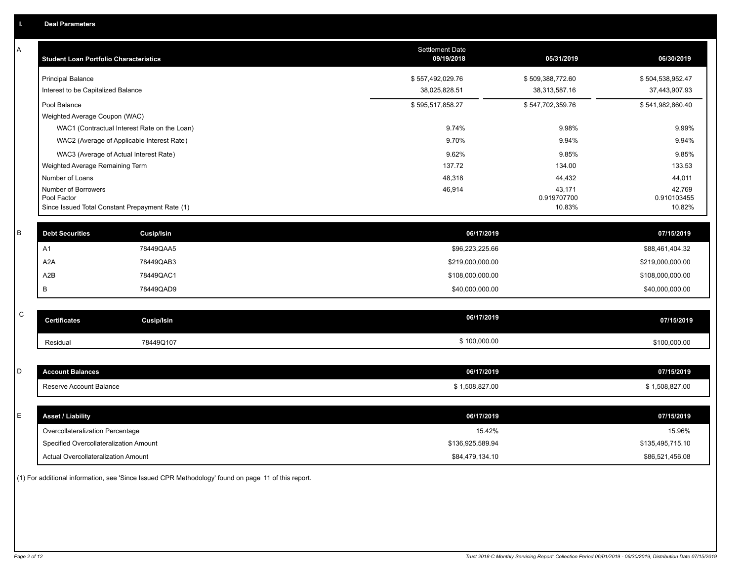## I. Deal Parameters

### A

| Student Loan Portfolio Characteristics | Settlement Date 09/19/2018 | 05/31/2019 | 06/30/2019 |
|---|---|---|---|
| Principal Balance | $ 557,492,029.76 | $ 509,388,772.60 | $ 504,538,952.47 |
| Interest to be Capitalized Balance | 38,025,828.51 | 38,313,587.16 | 37,443,907.93 |
| Pool Balance | $ 595,517,858.27 | $ 547,702,359.76 | $ 541,982,860.40 |
| Weighted Average Coupon (WAC) | | | |
| WAC1 (Contractual Interest Rate on the Loan) | 9.74% | 9.98% | 9.99% |
| WAC2 (Average of Applicable Interest Rate) | 9.70% | 9.94% | 9.94% |
| WAC3 (Average of Actual Interest Rate) | 9.62% | 9.85% | 9.85% |
| Weighted Average Remaining Term | 137.72 | 134.00 | 133.53 |
| Number of Loans | 48,318 | 44,432 | 44,011 |
| Number of Borrowers | 46,914 | 43,171 | 42,769 |
| Pool Factor | | 0.919707700 | 0.910103455 |
| Since Issued Total Constant Prepayment Rate (1) | | 10.83% | 10.82% |

### B

| Debt Securities | Cusip/Isin | 06/17/2019 | 07/15/2019 |
|---|---|---|---|
| A1 | 78449QAA5 | $96,223,225.66 | $88,461,404.32 |
| A2A | 78449QAB3 | $219,000,000.00 | $219,000,000.00 |
| A2B | 78449QAC1 | $108,000,000.00 | $108,000,000.00 |
| B | 78449QAD9 | $40,000,000.00 | $40,000,000.00 |

### C

| Certificates | Cusip/Isin | 06/17/2019 | 07/15/2019 |
|---|---|---|---|
| Residual | 78449Q107 | $ 100,000.00 | $100,000.00 |

### D

| Account Balances | 06/17/2019 | 07/15/2019 |
|---|---|---|
| Reserve Account Balance | $ 1,508,827.00 | $ 1,508,827.00 |

### E

| Asset / Liability | 06/17/2019 | 07/15/2019 |
|---|---|---|
| Overcollateralization Percentage | 15.42% | 15.96% |
| Specified Overcollateralization Amount | $136,925,589.94 | $135,495,715.10 |
| Actual Overcollateralization Amount | $84,479,134.10 | $86,521,456.08 |

(1) For additional information, see 'Since Issued CPR Methodology' found on page 11 of this report.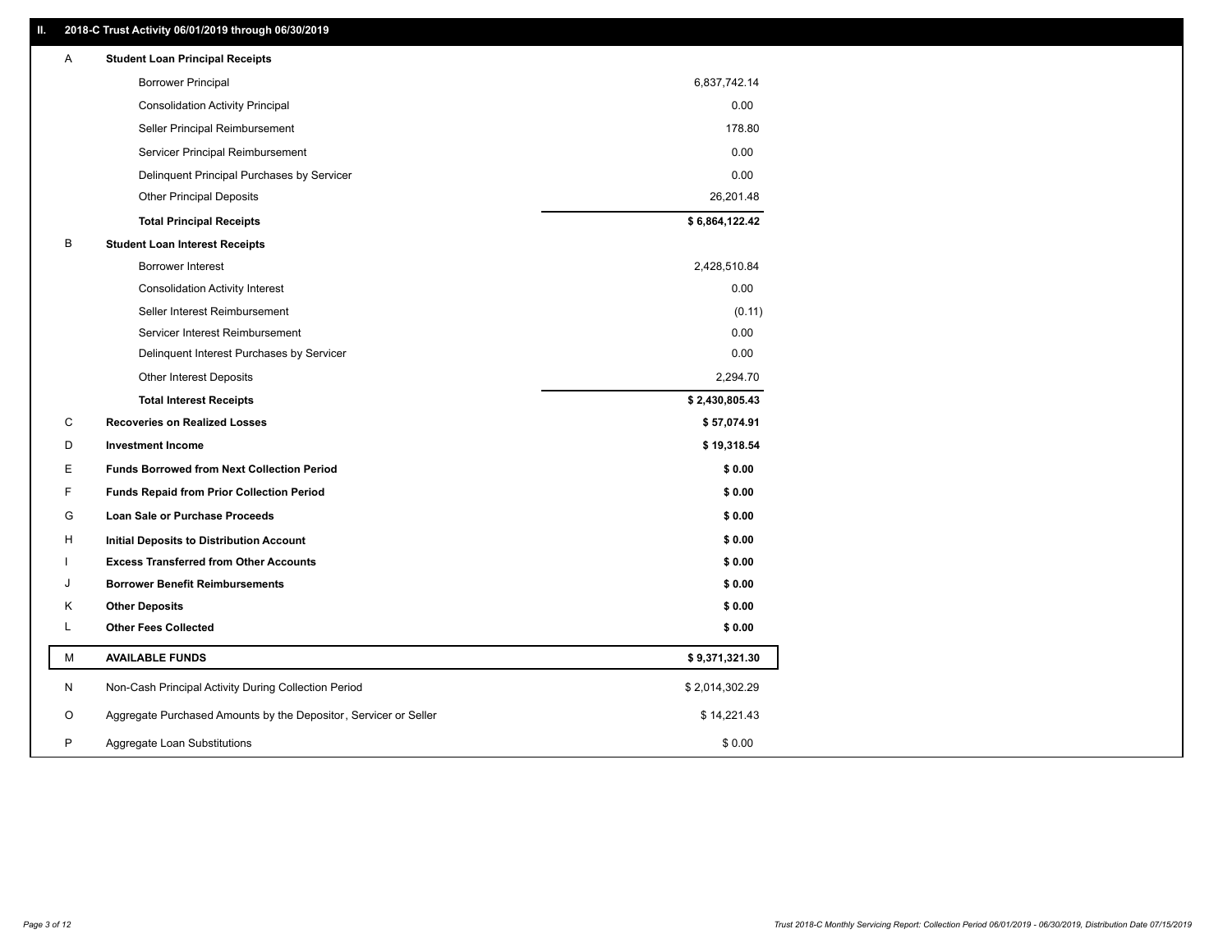## II. 2018-C Trust Activity 06/01/2019 through 06/30/2019

| | | |
|---|---|---|
| A | **Student Loan Principal Receipts** | |
| | Borrower Principal | 6,837,742.14 |
| | Consolidation Activity Principal | 0.00 |
| | Seller Principal Reimbursement | 178.80 |
| | Servicer Principal Reimbursement | 0.00 |
| | Delinquent Principal Purchases by Servicer | 0.00 |
| | Other Principal Deposits | 26,201.48 |
| | **Total Principal Receipts** | **$ 6,864,122.42** |
| B | **Student Loan Interest Receipts** | |
| | Borrower Interest | 2,428,510.84 |
| | Consolidation Activity Interest | 0.00 |
| | Seller Interest Reimbursement | (0.11) |
| | Servicer Interest Reimbursement | 0.00 |
| | Delinquent Interest Purchases by Servicer | 0.00 |
| | Other Interest Deposits | 2,294.70 |
| | **Total Interest Receipts** | **$ 2,430,805.43** |
| C | **Recoveries on Realized Losses** | **$ 57,074.91** |
| D | **Investment Income** | **$ 19,318.54** |
| E | **Funds Borrowed from Next Collection Period** | **$ 0.00** |
| F | **Funds Repaid from Prior Collection Period** | **$ 0.00** |
| G | **Loan Sale or Purchase Proceeds** | **$ 0.00** |
| H | **Initial Deposits to Distribution Account** | **$ 0.00** |
| I | **Excess Transferred from Other Accounts** | **$ 0.00** |
| J | **Borrower Benefit Reimbursements** | **$ 0.00** |
| K | **Other Deposits** | **$ 0.00** |
| L | **Other Fees Collected** | **$ 0.00** |
| M | **AVAILABLE FUNDS** | **$ 9,371,321.30** |
| N | Non-Cash Principal Activity During Collection Period | $ 2,014,302.29 |
| O | Aggregate Purchased Amounts by the Depositor, Servicer or Seller | $ 14,221.43 |
| P | Aggregate Loan Substitutions | $ 0.00 |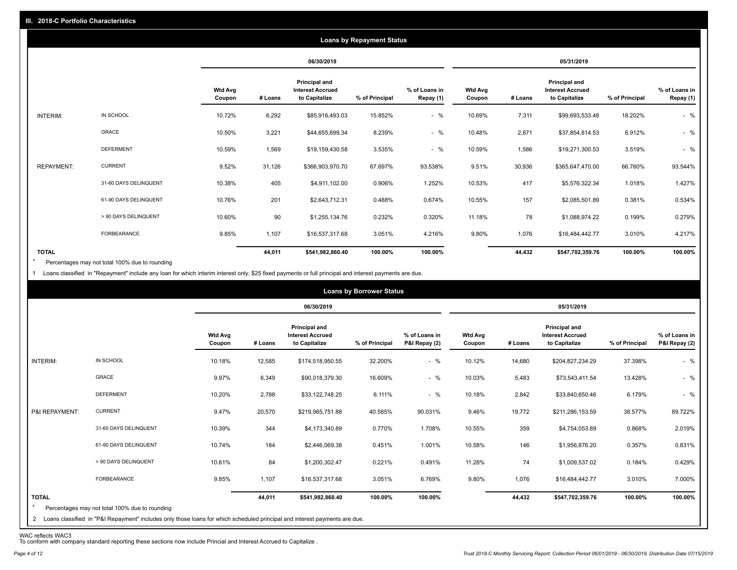## III. 2018-C Portfolio Characteristics

### Loans by Repayment Status

| | | 06/30/2019 | | | | | 05/31/2019 | | | | |
|---|---|---|---|---|---|---|---|---|---|---|---|
| | | Wtd Avg Coupon | # Loans | Principal and Interest Accrued to Capitalize | % of Principal | % of Loans in Repay (1) | Wtd Avg Coupon | # Loans | Principal and Interest Accrued to Capitalize | % of Principal | % of Loans in Repay (1) |
| INTERIM: | IN SCHOOL | 10.72% | 6,292 | $85,916,493.03 | 15.852% | - % | 10.69% | 7,311 | $99,693,533.48 | 18.202% | - % |
| | GRACE | 10.50% | 3,221 | $44,655,699.34 | 8.239% | - % | 10.48% | 2,871 | $37,854,814.53 | 6.912% | - % |
| | DEFERMENT | 10.59% | 1,569 | $19,159,430.58 | 3.535% | - % | 10.59% | 1,586 | $19,271,300.53 | 3.519% | - % |
| REPAYMENT: | CURRENT | 9.52% | 31,126 | $366,903,970.70 | 67.697% | 93.538% | 9.51% | 30,936 | $365,647,470.00 | 66.760% | 93.544% |
| | 31-60 DAYS DELINQUENT | 10.38% | 405 | $4,911,102.00 | 0.906% | 1.252% | 10.53% | 417 | $5,576,322.34 | 1.018% | 1.427% |
| | 61-90 DAYS DELINQUENT | 10.76% | 201 | $2,643,712.31 | 0.488% | 0.674% | 10.55% | 157 | $2,085,501.89 | 0.381% | 0.534% |
| | > 90 DAYS DELINQUENT | 10.60% | 90 | $1,255,134.76 | 0.232% | 0.320% | 11.18% | 78 | $1,088,974.22 | 0.199% | 0.279% |
| | FORBEARANCE | 9.85% | 1,107 | $16,537,317.68 | 3.051% | 4.216% | 9.80% | 1,076 | $16,484,442.77 | 3.010% | 4.217% |
| TOTAL | | | 44,011 | $541,982,860.40 | 100.00% | 100.00% | | 44,432 | $547,702,359.76 | 100.00% | 100.00% |

\* Percentages may not total 100% due to rounding

1 Loans classified in "Repayment" include any loan for which interim interest only, $25 fixed payments or full principal and interest payments are due.

### Loans by Borrower Status

| | | 06/30/2019 | | | | | 05/31/2019 | | | | |
|---|---|---|---|---|---|---|---|---|---|---|---|
| | | Wtd Avg Coupon | # Loans | Principal and Interest Accrued to Capitalize | % of Principal | % of Loans in P&I Repay (2) | Wtd Avg Coupon | # Loans | Principal and Interest Accrued to Capitalize | % of Principal | % of Loans in P&I Repay (2) |
| INTERIM: | IN SCHOOL | 10.18% | 12,585 | $174,518,950.55 | 32.200% | - % | 10.12% | 14,680 | $204,827,234.29 | 37.398% | - % |
| | GRACE | 9.97% | 6,349 | $90,018,379.30 | 16.609% | - % | 10.03% | 5,483 | $73,543,411.54 | 13.428% | - % |
| | DEFERMENT | 10.20% | 2,788 | $33,122,748.25 | 6.111% | - % | 10.18% | 2,842 | $33,840,650.46 | 6.179% | - % |
| P&I REPAYMENT: | CURRENT | 9.47% | 20,570 | $219,965,751.88 | 40.585% | 90.031% | 9.46% | 19,772 | $211,286,153.59 | 38.577% | 89.722% |
| | 31-60 DAYS DELINQUENT | 10.39% | 344 | $4,173,340.89 | 0.770% | 1.708% | 10.55% | 359 | $4,754,053.89 | 0.868% | 2.019% |
| | 61-90 DAYS DELINQUENT | 10.74% | 184 | $2,446,069.38 | 0.451% | 1.001% | 10.58% | 146 | $1,956,876.20 | 0.357% | 0.831% |
| | > 90 DAYS DELINQUENT | 10.61% | 84 | $1,200,302.47 | 0.221% | 0.491% | 11.28% | 74 | $1,009,537.02 | 0.184% | 0.429% |
| | FORBEARANCE | 9.85% | 1,107 | $16,537,317.68 | 3.051% | 6.769% | 9.80% | 1,076 | $16,484,442.77 | 3.010% | 7.000% |
| TOTAL | | | 44,011 | $541,982,860.40 | 100.00% | 100.00% | | 44,432 | $547,702,359.76 | 100.00% | 100.00% |

\* Percentages may not total 100% due to rounding

2 Loans classified in "P&I Repayment" includes only those loans for which scheduled principal and interest payments are due.

WAC reflects WAC3
To conform with company standard reporting these sections now include Princial and Interest Accrued to Capitalize .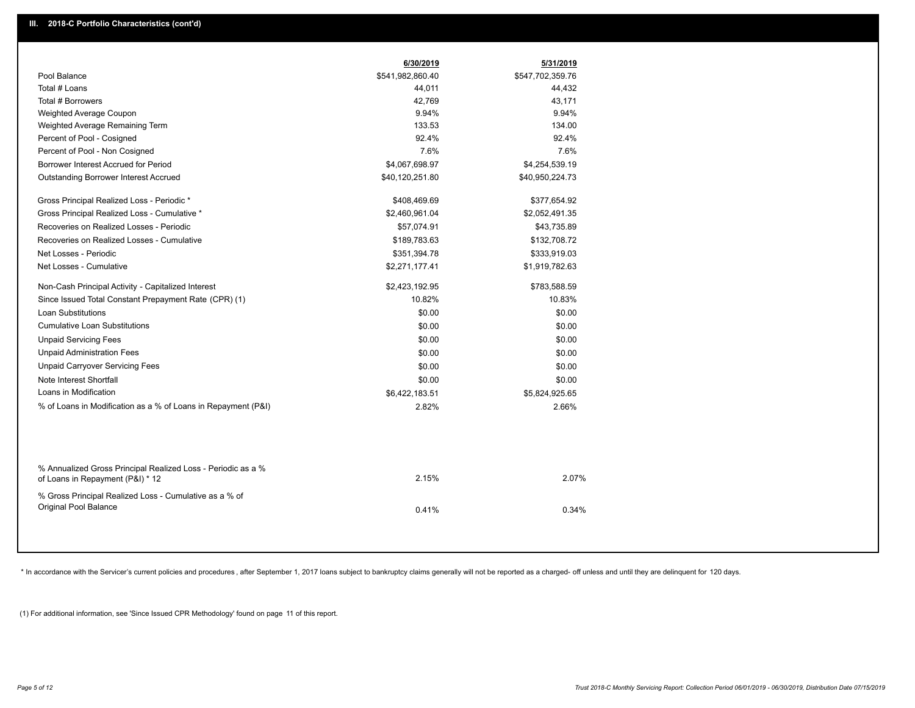## III. 2018-C Portfolio Characteristics (cont'd)

| | 6/30/2019 | 5/31/2019 |
|---|---|---|
| Pool Balance | $541,982,860.40 | $547,702,359.76 |
| Total # Loans | 44,011 | 44,432 |
| Total # Borrowers | 42,769 | 43,171 |
| Weighted Average Coupon | 9.94% | 9.94% |
| Weighted Average Remaining Term | 133.53 | 134.00 |
| Percent of Pool - Cosigned | 92.4% | 92.4% |
| Percent of Pool - Non Cosigned | 7.6% | 7.6% |
| Borrower Interest Accrued for Period | $4,067,698.97 | $4,254,539.19 |
| Outstanding Borrower Interest Accrued | $40,120,251.80 | $40,950,224.73 |
| Gross Principal Realized Loss - Periodic * | $408,469.69 | $377,654.92 |
| Gross Principal Realized Loss - Cumulative * | $2,460,961.04 | $2,052,491.35 |
| Recoveries on Realized Losses - Periodic | $57,074.91 | $43,735.89 |
| Recoveries on Realized Losses - Cumulative | $189,783.63 | $132,708.72 |
| Net Losses - Periodic | $351,394.78 | $333,919.03 |
| Net Losses - Cumulative | $2,271,177.41 | $1,919,782.63 |
| Non-Cash Principal Activity - Capitalized Interest | $2,423,192.95 | $783,588.59 |
| Since Issued Total Constant Prepayment Rate (CPR) (1) | 10.82% | 10.83% |
| Loan Substitutions | $0.00 | $0.00 |
| Cumulative Loan Substitutions | $0.00 | $0.00 |
| Unpaid Servicing Fees | $0.00 | $0.00 |
| Unpaid Administration Fees | $0.00 | $0.00 |
| Unpaid Carryover Servicing Fees | $0.00 | $0.00 |
| Note Interest Shortfall | $0.00 | $0.00 |
| Loans in Modification | $6,422,183.51 | $5,824,925.65 |
| % of Loans in Modification as a % of Loans in Repayment (P&I) | 2.82% | 2.66% |
| % Annualized Gross Principal Realized Loss - Periodic as a % of Loans in Repayment (P&I) * 12 | 2.15% | 2.07% |
| % Gross Principal Realized Loss - Cumulative as a % of Original Pool Balance | 0.41% | 0.34% |

* In accordance with the Servicer's current policies and procedures , after September 1, 2017 loans subject to bankruptcy claims generally will not be reported as a charged- off unless and until they are delinquent for 120 days.

(1) For additional information, see 'Since Issued CPR Methodology' found on page 11 of this report.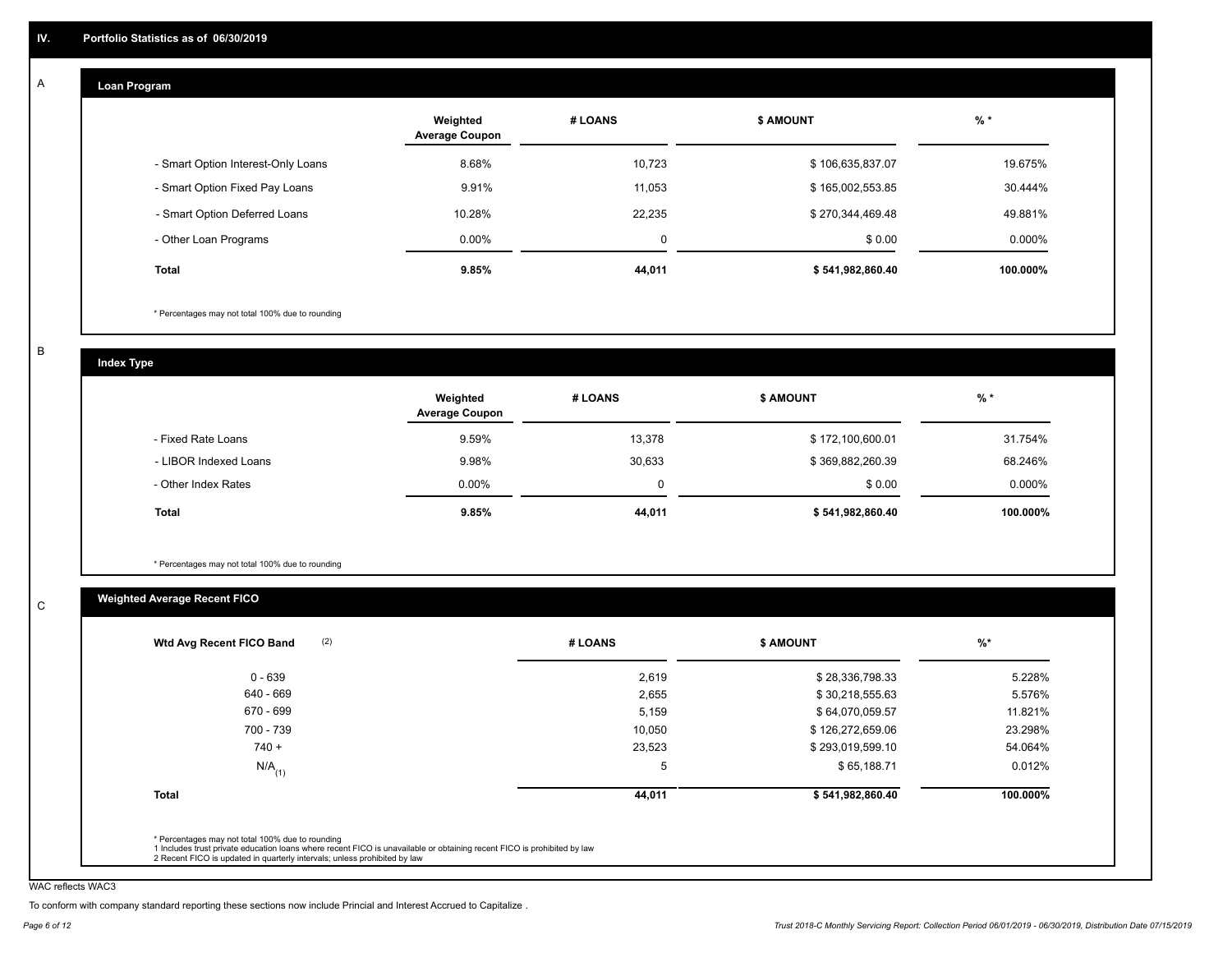## IV. Portfolio Statistics as of 06/30/2019

### A Loan Program

| | Weighted Average Coupon | # LOANS | $ AMOUNT | % * |
|---|---|---|---|---|
| - Smart Option Interest-Only Loans | 8.68% | 10,723 | $ 106,635,837.07 | 19.675% |
| - Smart Option Fixed Pay Loans | 9.91% | 11,053 | $ 165,002,553.85 | 30.444% |
| - Smart Option Deferred Loans | 10.28% | 22,235 | $ 270,344,469.48 | 49.881% |
| - Other Loan Programs | 0.00% | 0 | $ 0.00 | 0.000% |
| **Total** | **9.85%** | **44,011** | **$ 541,982,860.40** | **100.000%** |

* Percentages may not total 100% due to rounding

### B Index Type

| | Weighted Average Coupon | # LOANS | $ AMOUNT | % * |
|---|---|---|---|---|
| - Fixed Rate Loans | 9.59% | 13,378 | $ 172,100,600.01 | 31.754% |
| - LIBOR Indexed Loans | 9.98% | 30,633 | $ 369,882,260.39 | 68.246% |
| - Other Index Rates | 0.00% | 0 | $ 0.00 | 0.000% |
| **Total** | **9.85%** | **44,011** | **$ 541,982,860.40** | **100.000%** |

* Percentages may not total 100% due to rounding

### C Weighted Average Recent FICO

| Wtd Avg Recent FICO Band (2) | # LOANS | $ AMOUNT | %* |
|---|---|---|---|
| 0 - 639 | 2,619 | $ 28,336,798.33 | 5.228% |
| 640 - 669 | 2,655 | $ 30,218,555.63 | 5.576% |
| 670 - 699 | 5,159 | $ 64,070,059.57 | 11.821% |
| 700 - 739 | 10,050 | $ 126,272,659.06 | 23.298% |
| 740 + | 23,523 | $ 293,019,599.10 | 54.064% |
| N/A (1) | 5 | $ 65,188.71 | 0.012% |
| **Total** | **44,011** | **$ 541,982,860.40** | **100.000%** |

* Percentages may not total 100% due to rounding
1 Includes trust private education loans where recent FICO is unavailable or obtaining recent FICO is prohibited by law
2 Recent FICO is updated in quarterly intervals; unless prohibited by law

WAC reflects WAC3

To conform with company standard reporting these sections now include Princial and Interest Accrued to Capitalize .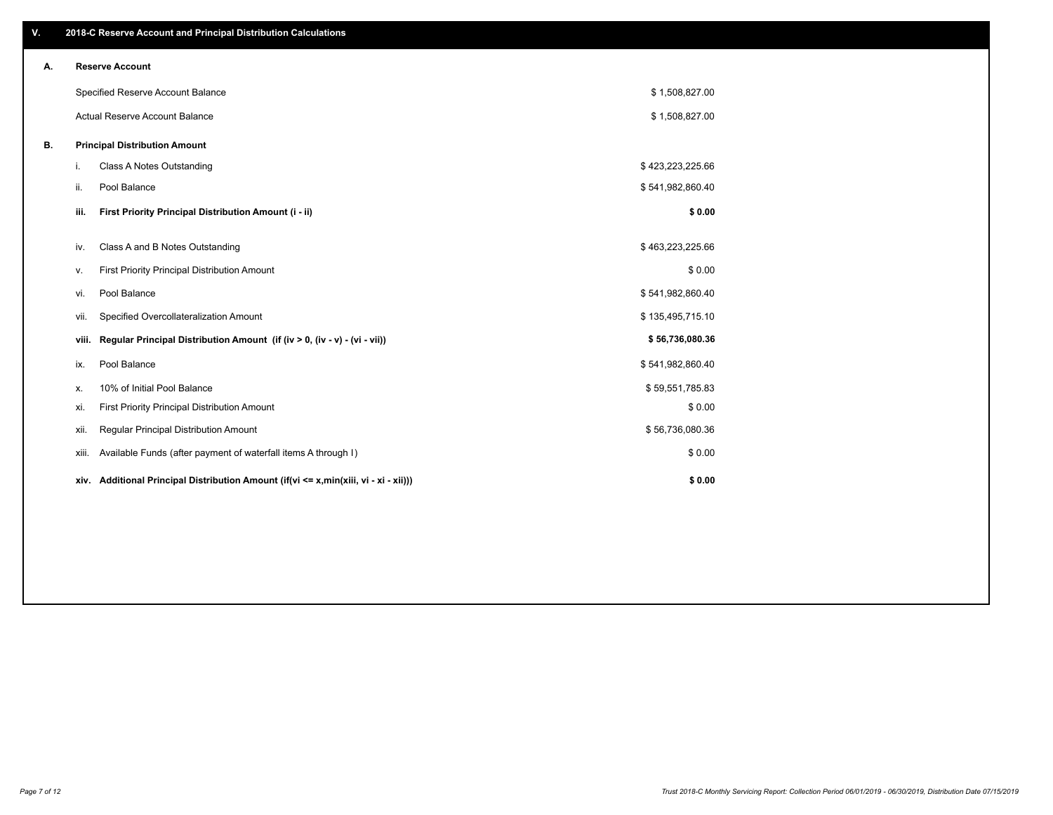## V. 2018-C Reserve Account and Principal Distribution Calculations

### A. Reserve Account

| | |
|---|---|
| Specified Reserve Account Balance | $ 1,508,827.00 |
| Actual Reserve Account Balance | $ 1,508,827.00 |

### B. Principal Distribution Amount

| | | |
|---|---|---|
| i. | Class A Notes Outstanding | $ 423,223,225.66 |
| ii. | Pool Balance | $ 541,982,860.40 |
| **iii.** | **First Priority Principal Distribution Amount (i - ii)** | **$ 0.00** |
| iv. | Class A and B Notes Outstanding | $ 463,223,225.66 |
| v. | First Priority Principal Distribution Amount | $ 0.00 |
| vi. | Pool Balance | $ 541,982,860.40 |
| vii. | Specified Overcollateralization Amount | $ 135,495,715.10 |
| **viii.** | **Regular Principal Distribution Amount (if (iv > 0, (iv - v) - (vi - vii))** | **$ 56,736,080.36** |
| ix. | Pool Balance | $ 541,982,860.40 |
| x. | 10% of Initial Pool Balance | $ 59,551,785.83 |
| xi. | First Priority Principal Distribution Amount | $ 0.00 |
| xii. | Regular Principal Distribution Amount | $ 56,736,080.36 |
| xiii. | Available Funds (after payment of waterfall items A through I) | $ 0.00 |
| **xiv.** | **Additional Principal Distribution Amount (if(vi <= x,min(xiii, vi - xi - xii)))** | **$ 0.00** |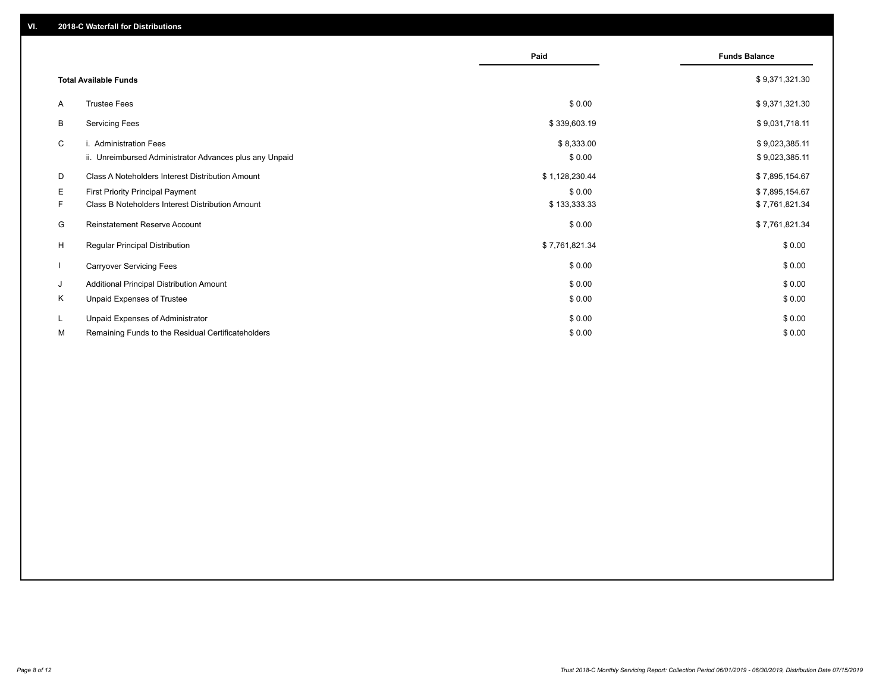## VI. 2018-C Waterfall for Distributions

| | | Paid | Funds Balance |
|---|---|---|---|
| | **Total Available Funds** | | $ 9,371,321.30 |
| A | Trustee Fees | $ 0.00 | $ 9,371,321.30 |
| B | Servicing Fees | $ 339,603.19 | $ 9,031,718.11 |
| C | i. Administration Fees | $ 8,333.00 | $ 9,023,385.11 |
| | ii. Unreimbursed Administrator Advances plus any Unpaid | $ 0.00 | $ 9,023,385.11 |
| D | Class A Noteholders Interest Distribution Amount | $ 1,128,230.44 | $ 7,895,154.67 |
| E | First Priority Principal Payment | $ 0.00 | $ 7,895,154.67 |
| F | Class B Noteholders Interest Distribution Amount | $ 133,333.33 | $ 7,761,821.34 |
| G | Reinstatement Reserve Account | $ 0.00 | $ 7,761,821.34 |
| H | Regular Principal Distribution | $ 7,761,821.34 | $ 0.00 |
| I | Carryover Servicing Fees | $ 0.00 | $ 0.00 |
| J | Additional Principal Distribution Amount | $ 0.00 | $ 0.00 |
| K | Unpaid Expenses of Trustee | $ 0.00 | $ 0.00 |
| L | Unpaid Expenses of Administrator | $ 0.00 | $ 0.00 |
| M | Remaining Funds to the Residual Certificateholders | $ 0.00 | $ 0.00 |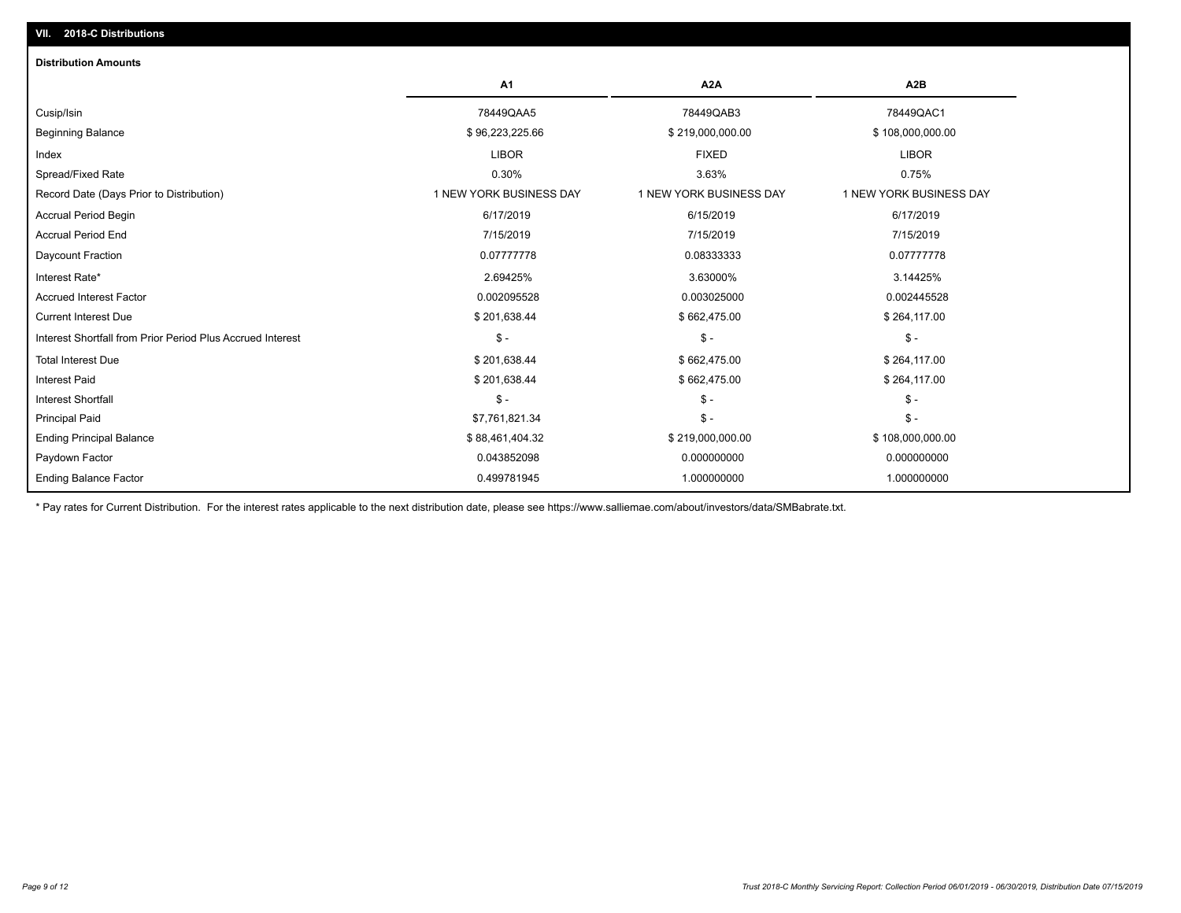## VII. 2018-C Distributions

### Distribution Amounts

| | A1 | A2A | A2B |
|---|---|---|---|
| Cusip/Isin | 78449QAA5 | 78449QAB3 | 78449QAC1 |
| Beginning Balance | $ 96,223,225.66 | $ 219,000,000.00 | $ 108,000,000.00 |
| Index | LIBOR | FIXED | LIBOR |
| Spread/Fixed Rate | 0.30% | 3.63% | 0.75% |
| Record Date (Days Prior to Distribution) | 1 NEW YORK BUSINESS DAY | 1 NEW YORK BUSINESS DAY | 1 NEW YORK BUSINESS DAY |
| Accrual Period Begin | 6/17/2019 | 6/15/2019 | 6/17/2019 |
| Accrual Period End | 7/15/2019 | 7/15/2019 | 7/15/2019 |
| Daycount Fraction | 0.07777778 | 0.08333333 | 0.07777778 |
| Interest Rate* | 2.69425% | 3.63000% | 3.14425% |
| Accrued Interest Factor | 0.002095528 | 0.003025000 | 0.002445528 |
| Current Interest Due | $ 201,638.44 | $ 662,475.00 | $ 264,117.00 |
| Interest Shortfall from Prior Period Plus Accrued Interest | $ - | $ - | $ - |
| Total Interest Due | $ 201,638.44 | $ 662,475.00 | $ 264,117.00 |
| Interest Paid | $ 201,638.44 | $ 662,475.00 | $ 264,117.00 |
| Interest Shortfall | $ - | $ - | $ - |
| Principal Paid | $7,761,821.34 | $ - | $ - |
| Ending Principal Balance | $ 88,461,404.32 | $ 219,000,000.00 | $ 108,000,000.00 |
| Paydown Factor | 0.043852098 | 0.000000000 | 0.000000000 |
| Ending Balance Factor | 0.499781945 | 1.000000000 | 1.000000000 |

* Pay rates for Current Distribution. For the interest rates applicable to the next distribution date, please see https://www.salliemae.com/about/investors/data/SMBabrate.txt.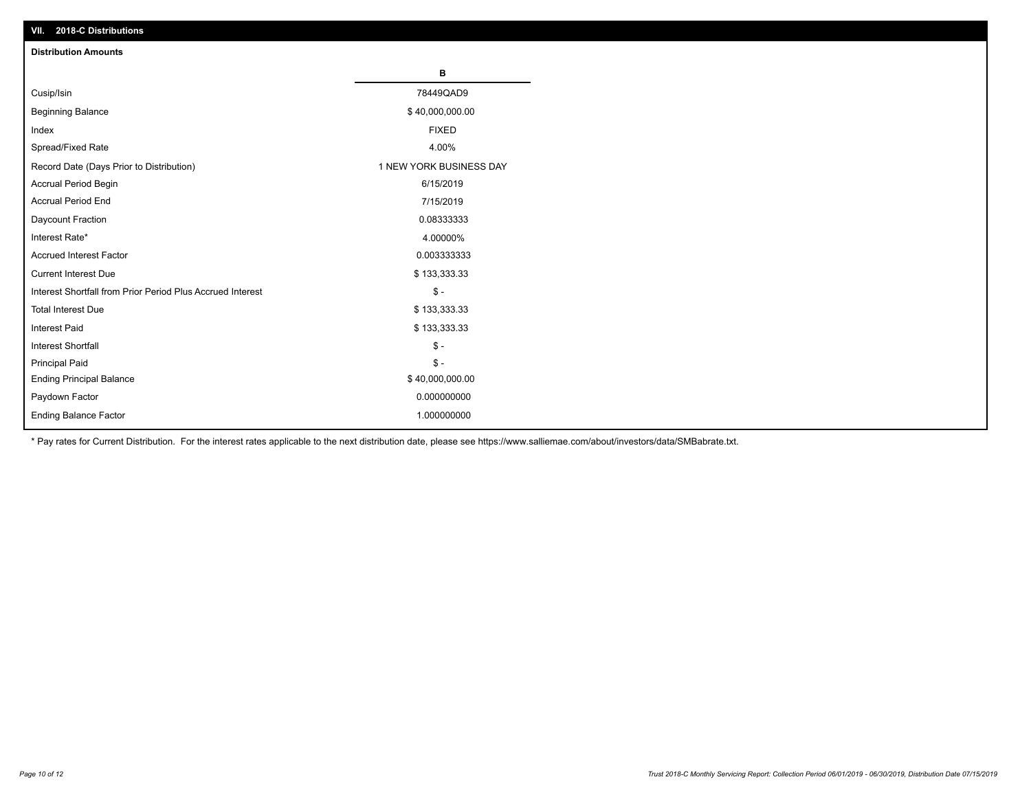## VII. 2018-C Distributions

### Distribution Amounts

| | B |
|---|---|
| Cusip/Isin | 78449QAD9 |
| Beginning Balance | $ 40,000,000.00 |
| Index | FIXED |
| Spread/Fixed Rate | 4.00% |
| Record Date (Days Prior to Distribution) | 1 NEW YORK BUSINESS DAY |
| Accrual Period Begin | 6/15/2019 |
| Accrual Period End | 7/15/2019 |
| Daycount Fraction | 0.08333333 |
| Interest Rate* | 4.00000% |
| Accrued Interest Factor | 0.003333333 |
| Current Interest Due | $ 133,333.33 |
| Interest Shortfall from Prior Period Plus Accrued Interest | $ - |
| Total Interest Due | $ 133,333.33 |
| Interest Paid | $ 133,333.33 |
| Interest Shortfall | $ - |
| Principal Paid | $ - |
| Ending Principal Balance | $ 40,000,000.00 |
| Paydown Factor | 0.000000000 |
| Ending Balance Factor | 1.000000000 |

* Pay rates for Current Distribution. For the interest rates applicable to the next distribution date, please see https://www.salliemae.com/about/investors/data/SMBabrate.txt.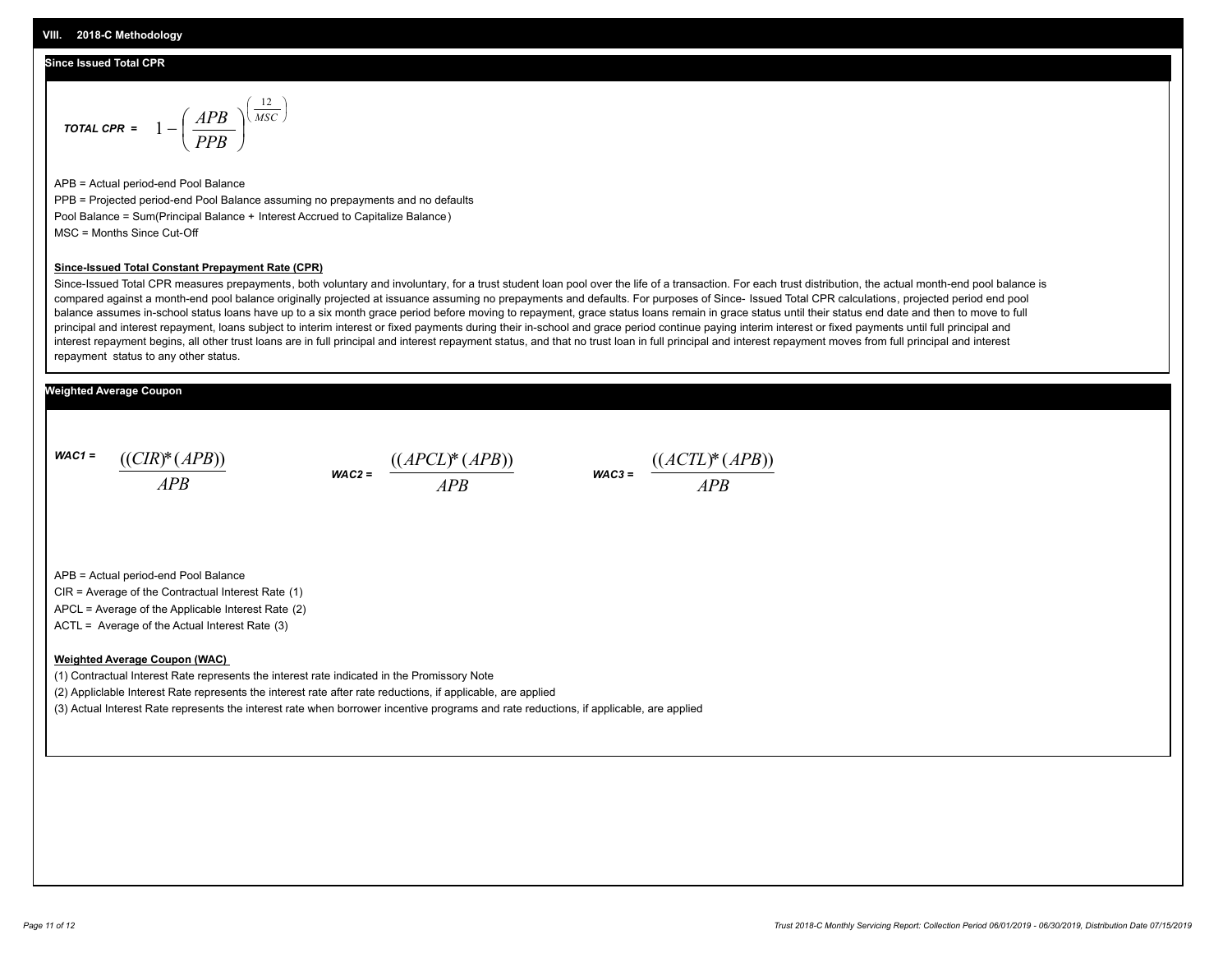## VIII. 2018-C Methodology

### Since Issued Total CPR

$$\textit{TOTAL CPR} = 1 - \left(\frac{APB}{PPB}\right)^{\left(\frac{12}{MSC}\right)}$$

APB = Actual period-end Pool Balance

PPB = Projected period-end Pool Balance assuming no prepayments and no defaults

Pool Balance = Sum(Principal Balance + Interest Accrued to Capitalize Balance)

MSC = Months Since Cut-Off

**Since-Issued Total Constant Prepayment Rate (CPR)**

Since-Issued Total CPR measures prepayments, both voluntary and involuntary, for a trust student loan pool over the life of a transaction. For each trust distribution, the actual month-end pool balance is compared against a month-end pool balance originally projected at issuance assuming no prepayments and defaults. For purposes of Since- Issued Total CPR calculations, projected period end pool balance assumes in-school status loans have up to a six month grace period before moving to repayment, grace status loans remain in grace status until their status end date and then to move to full principal and interest repayment, loans subject to interim interest or fixed payments during their in-school and grace period continue paying interim interest or fixed payments until full principal and interest repayment begins, all other trust loans are in full principal and interest repayment status, and that no trust loan in full principal and interest repayment moves from full principal and interest repayment status to any other status.

### Weighted Average Coupon

$$\textit{WAC1} = \frac{((CIR)^*(APB))}{APB} \qquad \textit{WAC2} = \frac{((APCL)^*(APB))}{APB} \qquad \textit{WAC3} = \frac{((ACTL)^*(APB))}{APB}$$

APB = Actual period-end Pool Balance

CIR = Average of the Contractual Interest Rate (1)

APCL = Average of the Applicable Interest Rate (2)

ACTL = Average of the Actual Interest Rate (3)

**Weighted Average Coupon (WAC)**

(1) Contractual Interest Rate represents the interest rate indicated in the Promissory Note

(2) Appliclable Interest Rate represents the interest rate after rate reductions, if applicable, are applied

(3) Actual Interest Rate represents the interest rate when borrower incentive programs and rate reductions, if applicable, are applied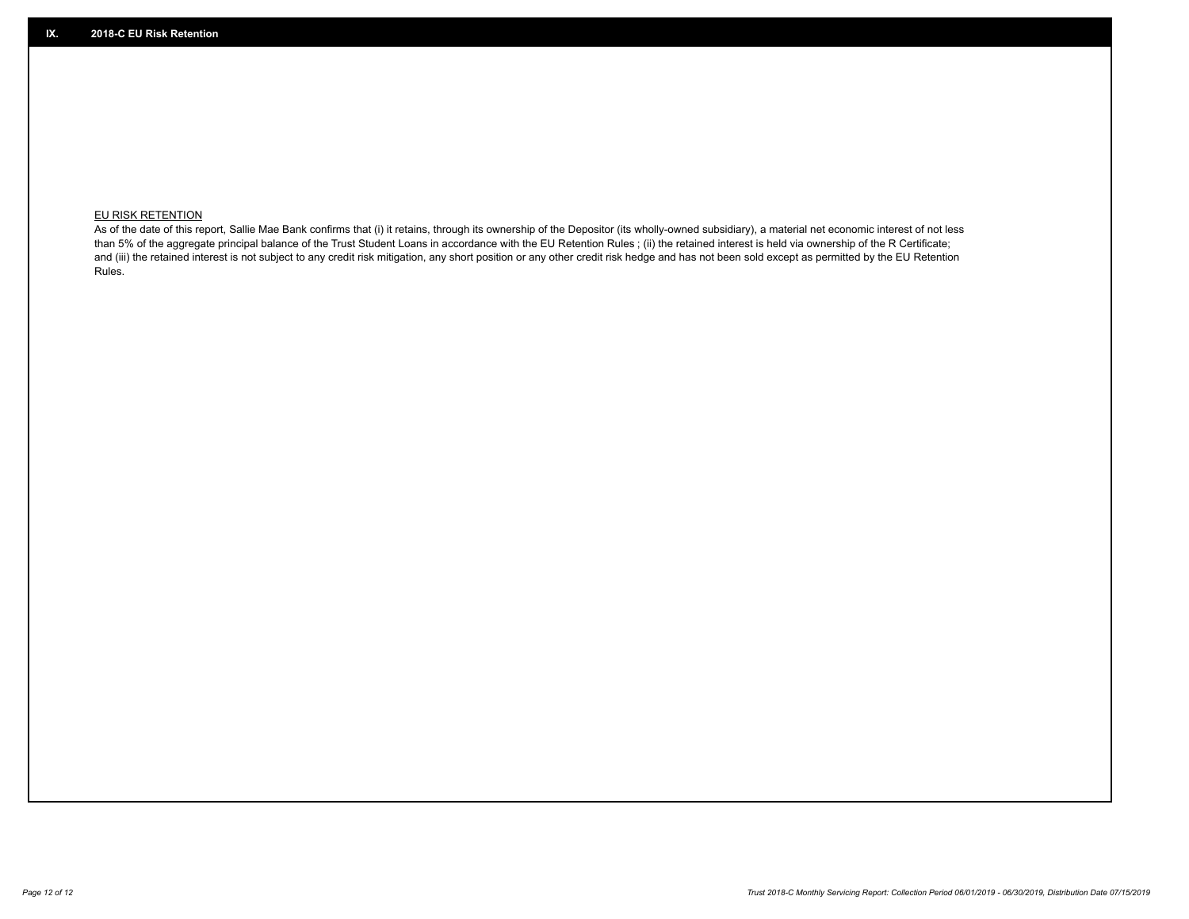## IX. 2018-C EU Risk Retention

EU RISK RETENTION

As of the date of this report, Sallie Mae Bank confirms that (i) it retains, through its ownership of the Depositor (its wholly-owned subsidiary), a material net economic interest of not less than 5% of the aggregate principal balance of the Trust Student Loans in accordance with the EU Retention Rules ; (ii) the retained interest is held via ownership of the R Certificate; and (iii) the retained interest is not subject to any credit risk mitigation, any short position or any other credit risk hedge and has not been sold except as permitted by the EU Retention Rules.